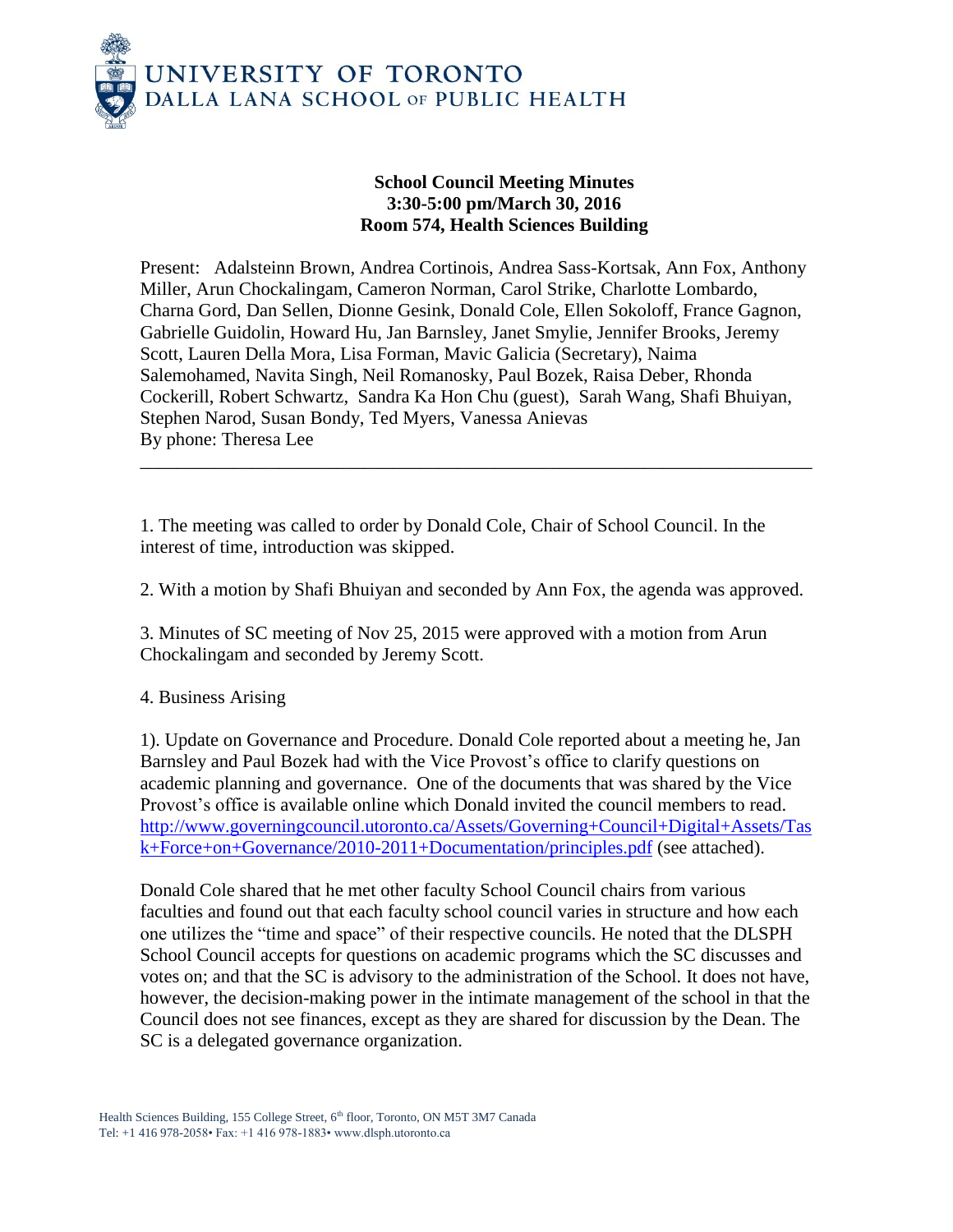UNIVERSITY OF TORONTO
DALLA LANA SCHOOL OF PUBLIC HEALTH

**School Council Meeting Minutes**
**3:30-5:00 pm/March 30, 2016**
**Room 574, Health Sciences Building**

Present: Adalsteinn Brown, Andrea Cortinois, Andrea Sass-Kortsak, Ann Fox, Anthony Miller, Arun Chockalingam, Cameron Norman, Carol Strike, Charlotte Lombardo, Charna Gord, Dan Sellen, Dionne Gesink, Donald Cole, Ellen Sokoloff, France Gagnon, Gabrielle Guidolin, Howard Hu, Jan Barnsley, Janet Smylie, Jennifer Brooks, Jeremy Scott, Lauren Della Mora, Lisa Forman, Mavic Galicia (Secretary), Naima Salemohamed, Navita Singh, Neil Romanosky, Paul Bozek, Raisa Deber, Rhonda Cockerill, Robert Schwartz, Sandra Ka Hon Chu (guest), Sarah Wang, Shafi Bhuiyan, Stephen Narod, Susan Bondy, Ted Myers, Vanessa Anievas
By phone: Theresa Lee

---

1. The meeting was called to order by Donald Cole, Chair of School Council. In the interest of time, introduction was skipped.

2. With a motion by Shafi Bhuiyan and seconded by Ann Fox, the agenda was approved.

3. Minutes of SC meeting of Nov 25, 2015 were approved with a motion from Arun Chockalingam and seconded by Jeremy Scott.

4. Business Arising

1). Update on Governance and Procedure. Donald Cole reported about a meeting he, Jan Barnsley and Paul Bozek had with the Vice Provost's office to clarify questions on academic planning and governance. One of the documents that was shared by the Vice Provost's office is available online which Donald invited the council members to read. http://www.governingcouncil.utoronto.ca/Assets/Governing+Council+Digital+Assets/Task+Force+on+Governance/2010-2011+Documentation/principles.pdf (see attached).

Donald Cole shared that he met other faculty School Council chairs from various faculties and found out that each faculty school council varies in structure and how each one utilizes the "time and space" of their respective councils. He noted that the DLSPH School Council accepts for questions on academic programs which the SC discusses and votes on; and that the SC is advisory to the administration of the School. It does not have, however, the decision-making power in the intimate management of the school in that the Council does not see finances, except as they are shared for discussion by the Dean. The SC is a delegated governance organization.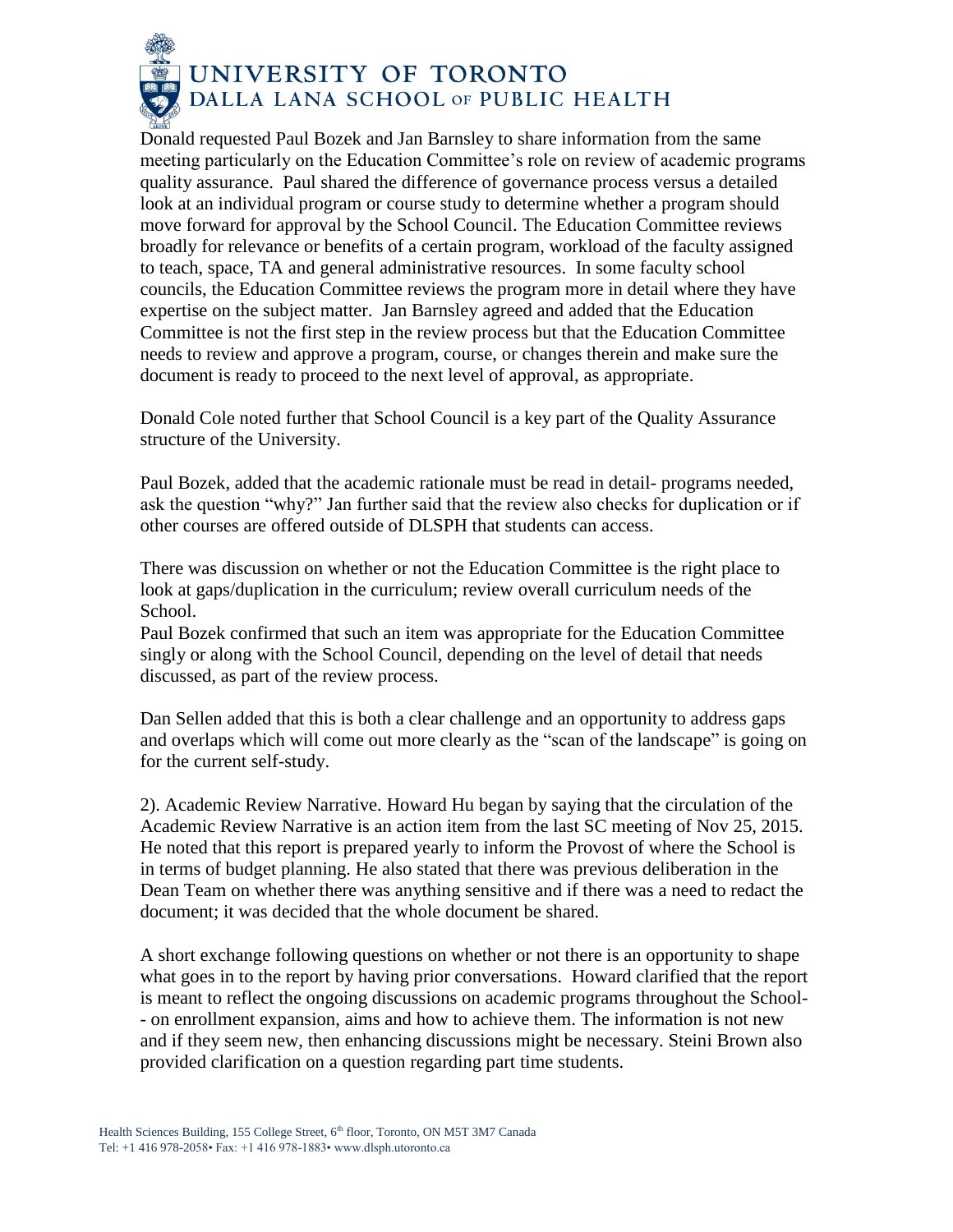Donald requested Paul Bozek and Jan Barnsley to share information from the same meeting particularly on the Education Committee's role on review of academic programs quality assurance. Paul shared the difference of governance process versus a detailed look at an individual program or course study to determine whether a program should move forward for approval by the School Council. The Education Committee reviews broadly for relevance or benefits of a certain program, workload of the faculty assigned to teach, space, TA and general administrative resources. In some faculty school councils, the Education Committee reviews the program more in detail where they have expertise on the subject matter. Jan Barnsley agreed and added that the Education Committee is not the first step in the review process but that the Education Committee needs to review and approve a program, course, or changes therein and make sure the document is ready to proceed to the next level of approval, as appropriate.

Donald Cole noted further that School Council is a key part of the Quality Assurance structure of the University.

Paul Bozek, added that the academic rationale must be read in detail- programs needed, ask the question "why?" Jan further said that the review also checks for duplication or if other courses are offered outside of DLSPH that students can access.

There was discussion on whether or not the Education Committee is the right place to look at gaps/duplication in the curriculum; review overall curriculum needs of the School.

Paul Bozek confirmed that such an item was appropriate for the Education Committee singly or along with the School Council, depending on the level of detail that needs discussed, as part of the review process.

Dan Sellen added that this is both a clear challenge and an opportunity to address gaps and overlaps which will come out more clearly as the "scan of the landscape" is going on for the current self-study.

2). Academic Review Narrative. Howard Hu began by saying that the circulation of the Academic Review Narrative is an action item from the last SC meeting of Nov 25, 2015. He noted that this report is prepared yearly to inform the Provost of where the School is in terms of budget planning. He also stated that there was previous deliberation in the Dean Team on whether there was anything sensitive and if there was a need to redact the document; it was decided that the whole document be shared.

A short exchange following questions on whether or not there is an opportunity to shape what goes in to the report by having prior conversations. Howard clarified that the report is meant to reflect the ongoing discussions on academic programs throughout the School-- on enrollment expansion, aims and how to achieve them. The information is not new and if they seem new, then enhancing discussions might be necessary. Steini Brown also provided clarification on a question regarding part time students.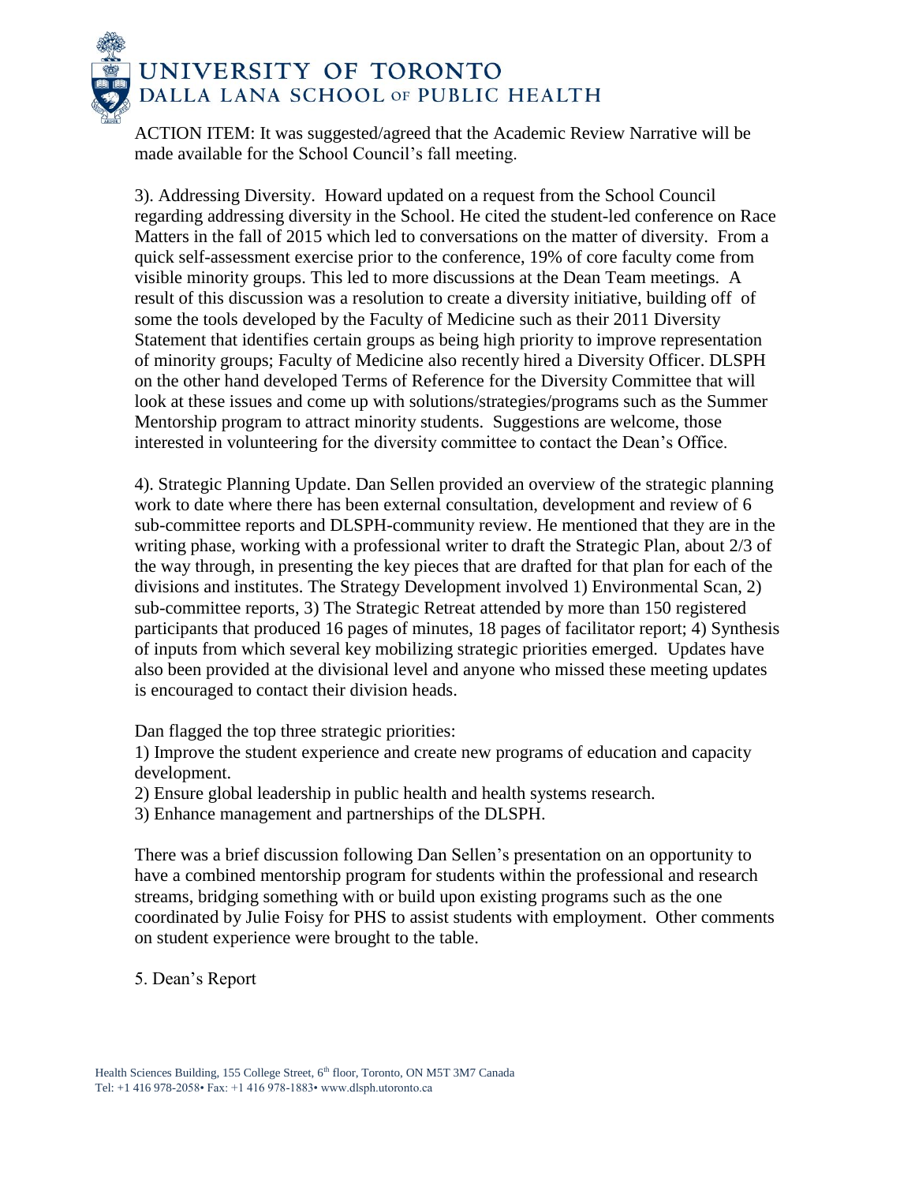ACTION ITEM: It was suggested/agreed that the Academic Review Narrative will be made available for the School Council's fall meeting.

3). Addressing Diversity. Howard updated on a request from the School Council regarding addressing diversity in the School. He cited the student-led conference on Race Matters in the fall of 2015 which led to conversations on the matter of diversity. From a quick self-assessment exercise prior to the conference, 19% of core faculty come from visible minority groups. This led to more discussions at the Dean Team meetings. A result of this discussion was a resolution to create a diversity initiative, building off of some the tools developed by the Faculty of Medicine such as their 2011 Diversity Statement that identifies certain groups as being high priority to improve representation of minority groups; Faculty of Medicine also recently hired a Diversity Officer. DLSPH on the other hand developed Terms of Reference for the Diversity Committee that will look at these issues and come up with solutions/strategies/programs such as the Summer Mentorship program to attract minority students. Suggestions are welcome, those interested in volunteering for the diversity committee to contact the Dean's Office.

4). Strategic Planning Update. Dan Sellen provided an overview of the strategic planning work to date where there has been external consultation, development and review of 6 sub-committee reports and DLSPH-community review. He mentioned that they are in the writing phase, working with a professional writer to draft the Strategic Plan, about 2/3 of the way through, in presenting the key pieces that are drafted for that plan for each of the divisions and institutes. The Strategy Development involved 1) Environmental Scan, 2) sub-committee reports, 3) The Strategic Retreat attended by more than 150 registered participants that produced 16 pages of minutes, 18 pages of facilitator report; 4) Synthesis of inputs from which several key mobilizing strategic priorities emerged. Updates have also been provided at the divisional level and anyone who missed these meeting updates is encouraged to contact their division heads.

Dan flagged the top three strategic priorities:

1) Improve the student experience and create new programs of education and capacity development.
2) Ensure global leadership in public health and health systems research.
3) Enhance management and partnerships of the DLSPH.

There was a brief discussion following Dan Sellen's presentation on an opportunity to have a combined mentorship program for students within the professional and research streams, bridging something with or build upon existing programs such as the one coordinated by Julie Foisy for PHS to assist students with employment. Other comments on student experience were brought to the table.

5. Dean's Report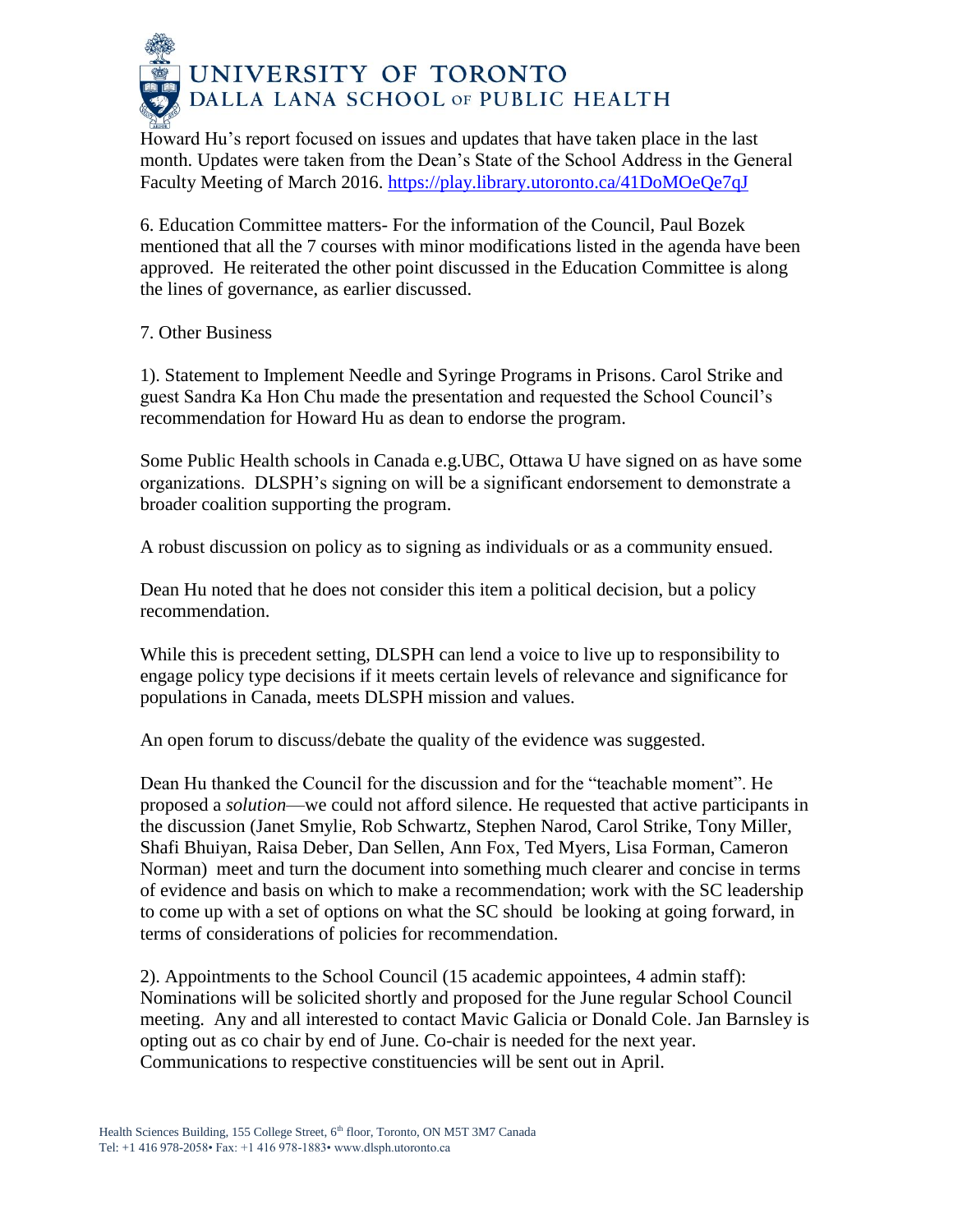Howard Hu's report focused on issues and updates that have taken place in the last month. Updates were taken from the Dean's State of the School Address in the General Faculty Meeting of March 2016. https://play.library.utoronto.ca/41DoMOeQe7qJ

6. Education Committee matters- For the information of the Council, Paul Bozek mentioned that all the 7 courses with minor modifications listed in the agenda have been approved. He reiterated the other point discussed in the Education Committee is along the lines of governance, as earlier discussed.

7. Other Business

1). Statement to Implement Needle and Syringe Programs in Prisons. Carol Strike and guest Sandra Ka Hon Chu made the presentation and requested the School Council's recommendation for Howard Hu as dean to endorse the program.

Some Public Health schools in Canada e.g.UBC, Ottawa U have signed on as have some organizations. DLSPH's signing on will be a significant endorsement to demonstrate a broader coalition supporting the program.

A robust discussion on policy as to signing as individuals or as a community ensued.

Dean Hu noted that he does not consider this item a political decision, but a policy recommendation.

While this is precedent setting, DLSPH can lend a voice to live up to responsibility to engage policy type decisions if it meets certain levels of relevance and significance for populations in Canada, meets DLSPH mission and values.

An open forum to discuss/debate the quality of the evidence was suggested.

Dean Hu thanked the Council for the discussion and for the "teachable moment". He proposed a *solution*—we could not afford silence. He requested that active participants in the discussion (Janet Smylie, Rob Schwartz, Stephen Narod, Carol Strike, Tony Miller, Shafi Bhuiyan, Raisa Deber, Dan Sellen, Ann Fox, Ted Myers, Lisa Forman, Cameron Norman) meet and turn the document into something much clearer and concise in terms of evidence and basis on which to make a recommendation; work with the SC leadership to come up with a set of options on what the SC should be looking at going forward, in terms of considerations of policies for recommendation.

2). Appointments to the School Council (15 academic appointees, 4 admin staff): Nominations will be solicited shortly and proposed for the June regular School Council meeting. Any and all interested to contact Mavic Galicia or Donald Cole. Jan Barnsley is opting out as co chair by end of June. Co-chair is needed for the next year. Communications to respective constituencies will be sent out in April.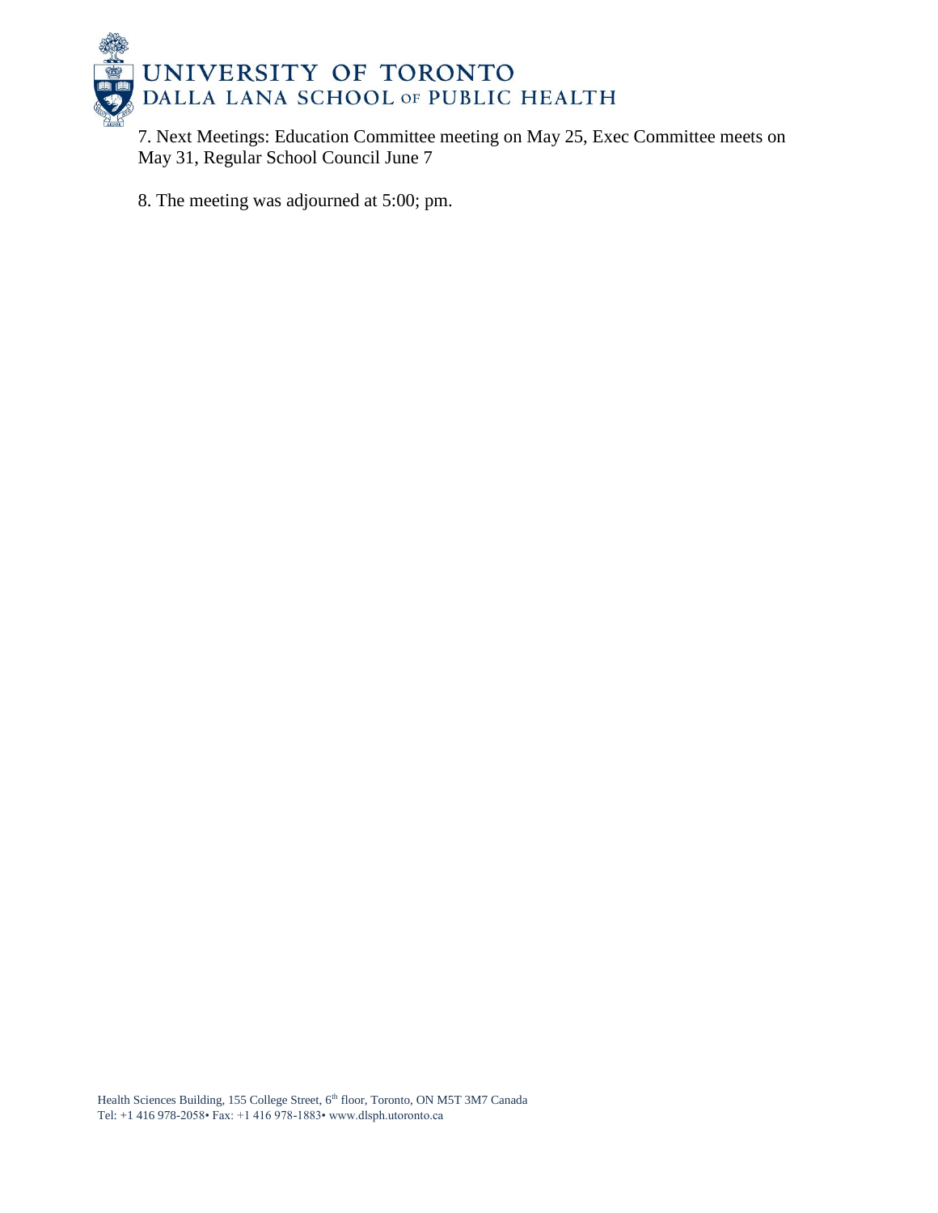7. Next Meetings: Education Committee meeting on May 25, Exec Committee meets on May 31, Regular School Council June 7

8. The meeting was adjourned at 5:00; pm.